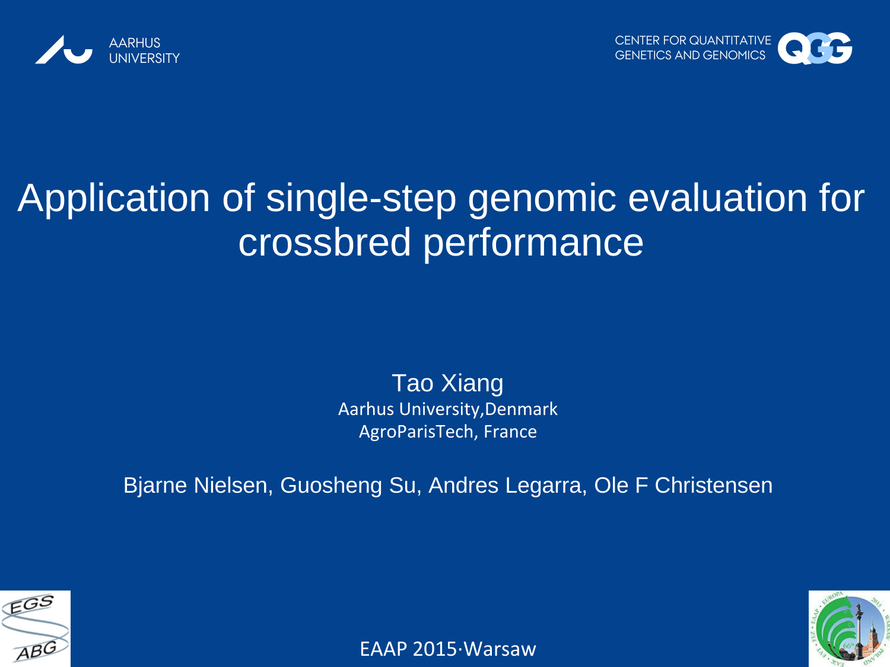AARHUS UNIVERSITY

CENTER FOR QUANTITATIVE GENETICS AND GENOMICS

# Application of single-step genomic evaluation for crossbred performance

Tao Xiang

Aarhus University,Denmark

AgroParisTech, France

Bjarne Nielsen, Guosheng Su, Andres Legarra, Ole F Christensen

EAAP 2015·Warsaw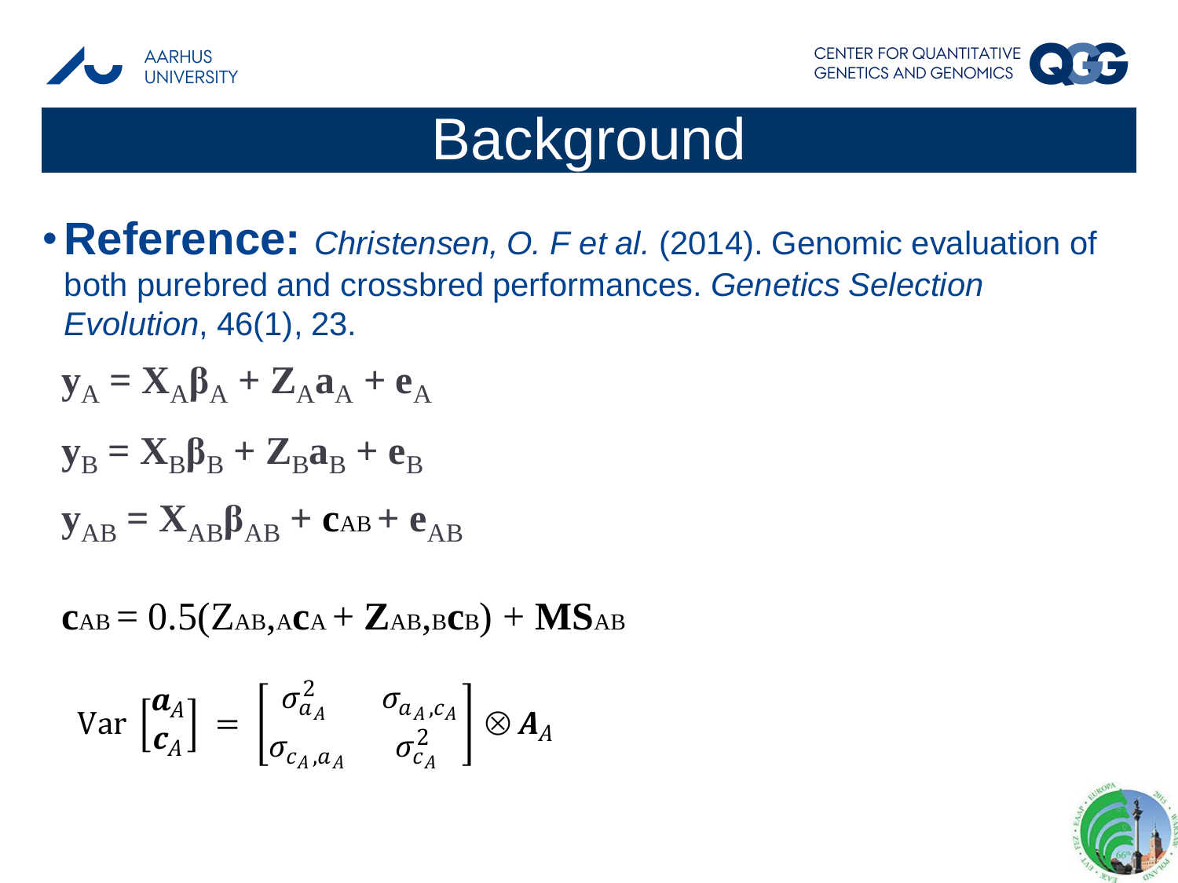# Background

- **Reference:** *Christensen, O. F et al.* (2014). Genomic evaluation of both purebred and crossbred performances. *Genetics Selection Evolution*, 46(1), 23.

$$\mathbf{y}_A = \mathbf{X}_A\boldsymbol{\beta}_A + \mathbf{Z}_A\mathbf{a}_A + \mathbf{e}_A$$

$$\mathbf{y}_B = \mathbf{X}_B\boldsymbol{\beta}_B + \mathbf{Z}_B\mathbf{a}_B + \mathbf{e}_B$$

$$\mathbf{y}_{AB} = \mathbf{X}_{AB}\boldsymbol{\beta}_{AB} + \mathbf{c}_{AB} + \mathbf{e}_{AB}$$

$$\mathbf{c}_{AB} = 0.5(\mathrm{Z}_{AB,A}\mathbf{c}_A + \mathbf{Z}_{AB,B}\mathbf{c}_B) + \mathbf{MS}_{AB}$$

$$\mathrm{Var}\begin{bmatrix}\boldsymbol{a}_A\\ \boldsymbol{c}_A\end{bmatrix} = \begin{bmatrix}\sigma^2_{a_A} & \sigma_{a_A,c_A}\\ \sigma_{c_A,a_A} & \sigma^2_{c_A}\end{bmatrix} \otimes \boldsymbol{A}_A$$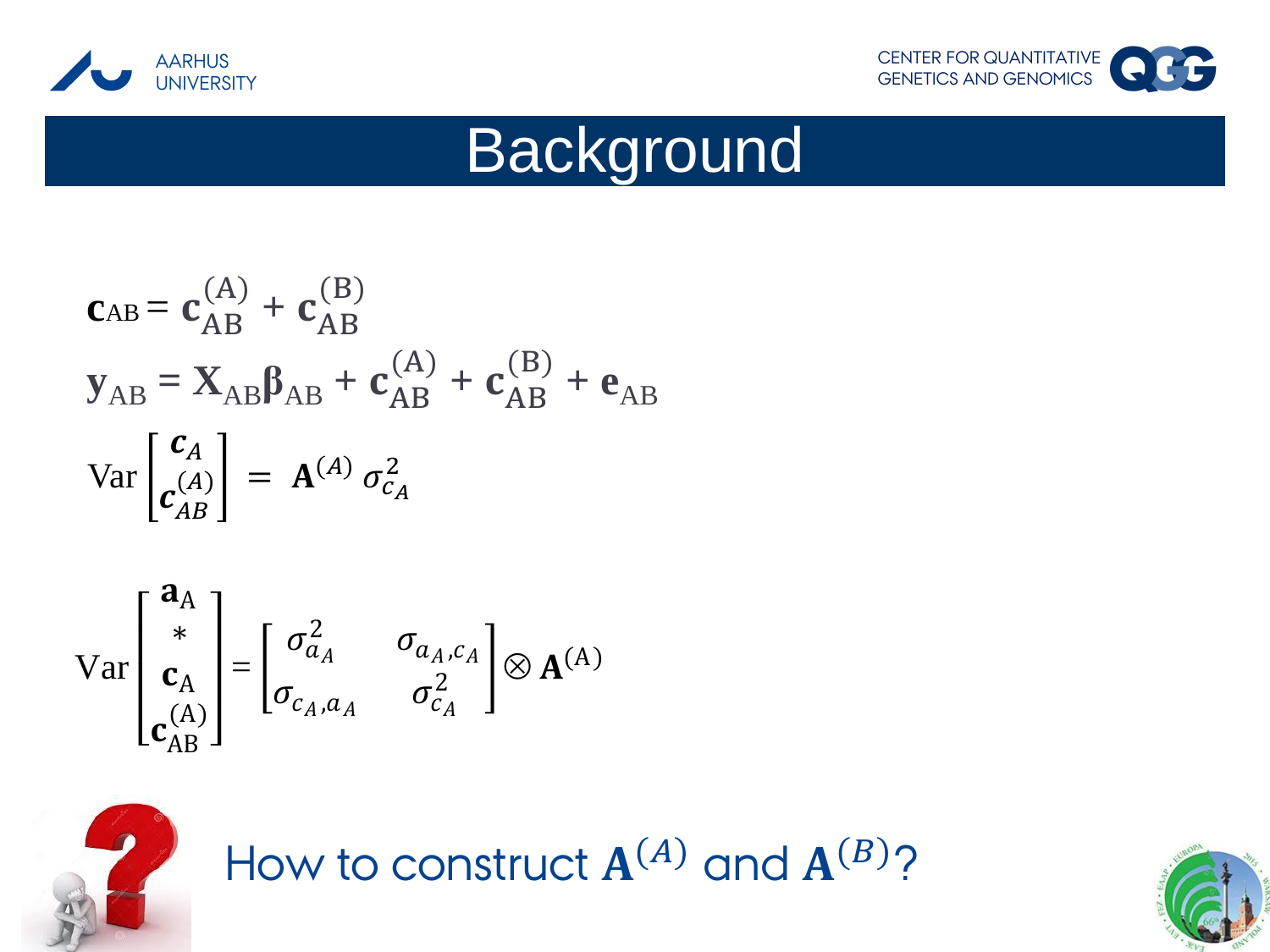# Background

$$\mathbf{c}_{AB} = \mathbf{c}_{AB}^{(A)} + \mathbf{c}_{AB}^{(B)}$$

$$\mathbf{y}_{AB} = \mathbf{X}_{AB}\boldsymbol{\beta}_{AB} + \mathbf{c}_{AB}^{(A)} + \mathbf{c}_{AB}^{(B)} + \mathbf{e}_{AB}$$

$$\mathrm{Var}\begin{bmatrix} \boldsymbol{c}_A \\ \boldsymbol{c}_{AB}^{(A)} \end{bmatrix} = \mathbf{A}^{(A)}\,\sigma_{c_A}^2$$

$$\mathrm{Var}\begin{bmatrix} \mathbf{a}_A \\ * \\ \mathbf{c}_A \\ \mathbf{c}_{AB}^{(A)} \end{bmatrix} = \begin{bmatrix} \sigma_{a_A}^2 & \sigma_{a_A,c_A} \\ \sigma_{c_A,a_A} & \sigma_{c_A}^2 \end{bmatrix} \otimes \mathbf{A}^{(A)}$$

How to construct $\mathbf{A}^{(A)}$ and $\mathbf{A}^{(B)}$?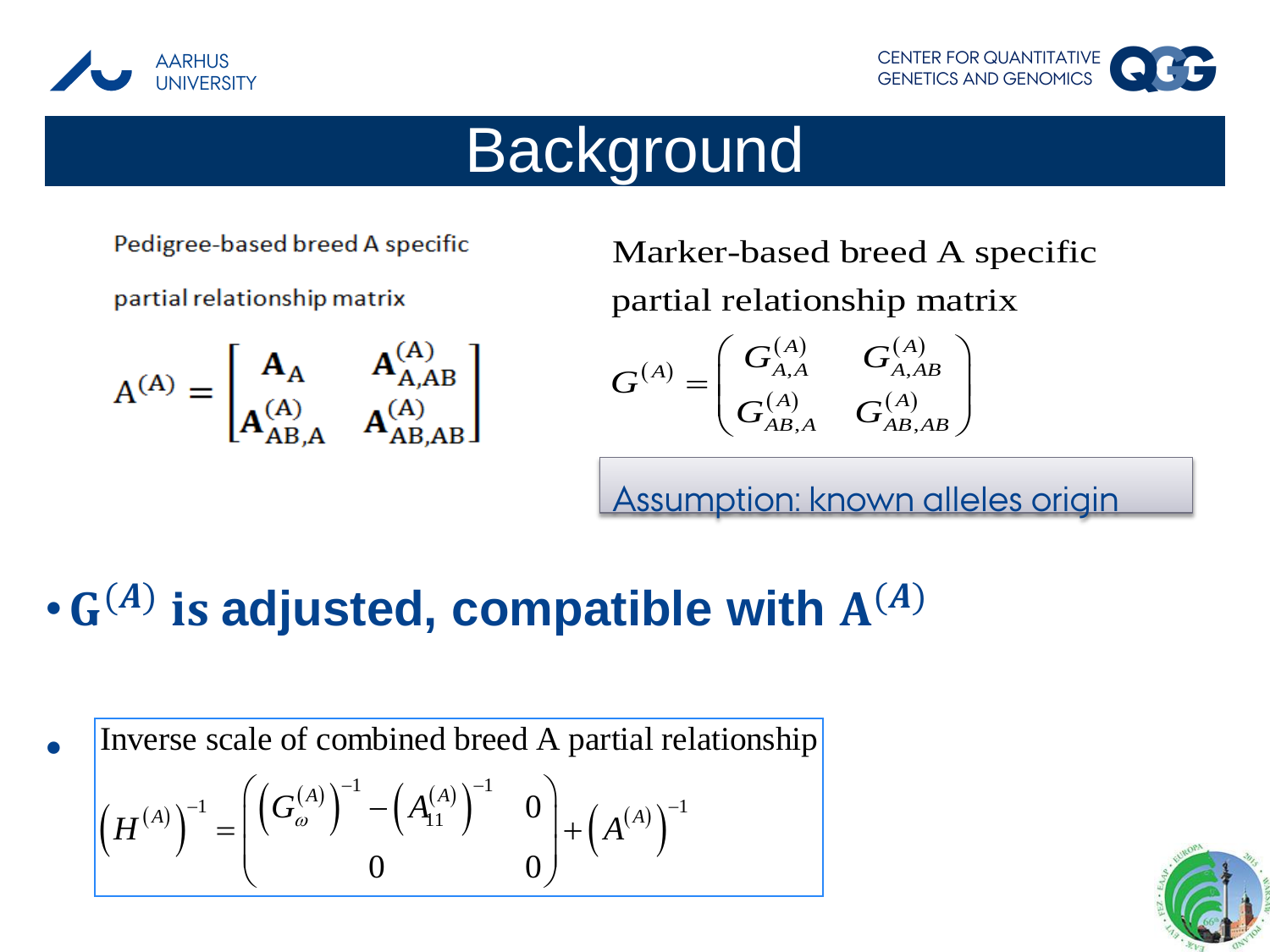# Background

Pedigree-based breed A specific

partial relationship matrix

$$A^{(A)} = \begin{bmatrix} \mathbf{A}_{A} & \mathbf{A}^{(A)}_{A,AB} \\ \mathbf{A}^{(A)}_{AB,A} & \mathbf{A}^{(A)}_{AB,AB} \end{bmatrix}$$

Marker-based breed A specific

partial relationship matrix

$$G^{(A)} = \begin{pmatrix} G^{(A)}_{A,A} & G^{(A)}_{A,AB} \\ G^{(A)}_{AB,A} & G^{(A)}_{AB,AB} \end{pmatrix}$$

Assumption: known alleles origin

- **$G^{(A)}$ is adjusted, compatible with $A^{(A)}$**

- Inverse scale of combined breed A partial relationship

$$\left(H^{(A)}\right)^{-1} = \begin{pmatrix} \left(G^{(A)}_{\omega}\right)^{-1} - \left(A^{(A)}_{11}\right)^{-1} & 0 \\ 0 & 0 \end{pmatrix} + \left(A^{(A)}\right)^{-1}$$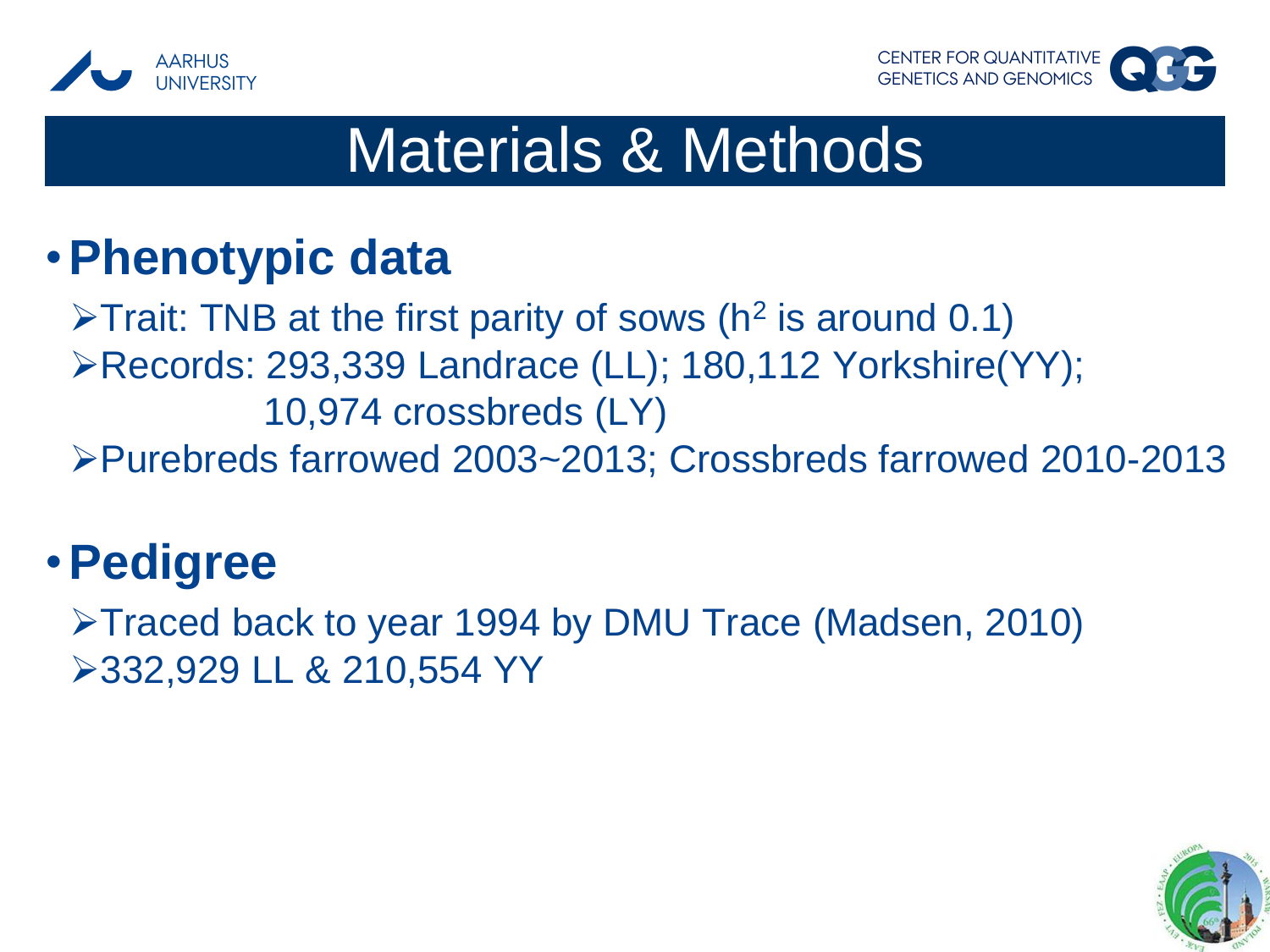# Materials & Methods

- **Phenotypic data**
  - Trait: TNB at the first parity of sows ($h^2$ is around 0.1)
  - Records: 293,339 Landrace (LL); 180,112 Yorkshire(YY); 10,974 crossbreds (LY)
  - Purebreds farrowed 2003~2013; Crossbreds farrowed 2010-2013

- **Pedigree**
  - Traced back to year 1994 by DMU Trace (Madsen, 2010)
  - 332,929 LL & 210,554 YY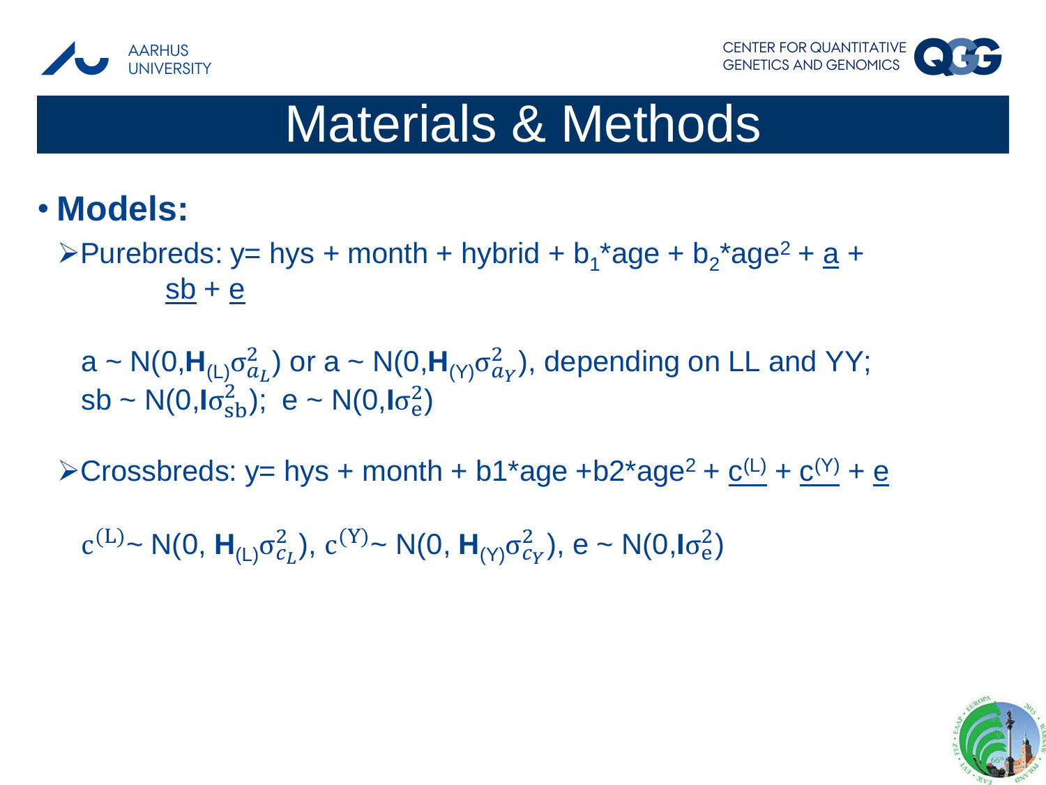# Materials & Methods

- **Models:**
  - Purebreds: y= hys + month + hybrid + $b_1$*age + $b_2$*age$^2$ + <u>a</u> + <u>sb</u> + <u>e</u>

    a ~ $N(0,\mathbf{H}_{(L)}\sigma^2_{a_L})$ or a ~ $N(0,\mathbf{H}_{(Y)}\sigma^2_{a_Y})$, depending on LL and YY;
    sb ~ $N(0,\mathbf{I}\sigma^2_{sb})$; e ~ $N(0,\mathbf{I}\sigma^2_{e})$

  - Crossbreds: y= hys + month + b1*age +b2*age$^2$ + <u>$c^{(L)}$</u> + <u>$c^{(Y)}$</u> + <u>e</u>

    $c^{(L)}$~ $N(0, \mathbf{H}_{(L)}\sigma^2_{c_L})$, $c^{(Y)}$~ $N(0, \mathbf{H}_{(Y)}\sigma^2_{c_Y})$, e ~ $N(0,\mathbf{I}\sigma^2_{e})$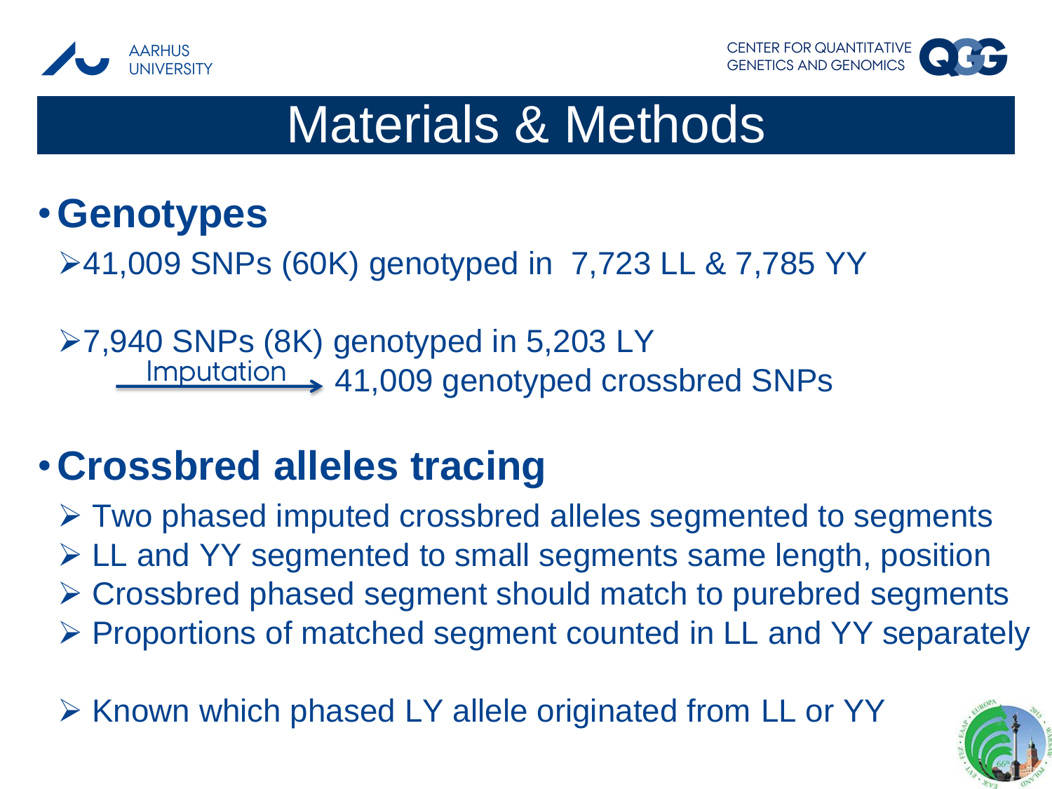# Materials & Methods

- **Genotypes**
  - 41,009 SNPs (60K) genotyped in 7,723 LL & 7,785 YY
  - 7,940 SNPs (8K) genotyped in 5,203 LY

    Imputation → 41,009 genotyped crossbred SNPs

- **Crossbred alleles tracing**
  - Two phased imputed crossbred alleles segmented to segments
  - LL and YY segmented to small segments same length, position
  - Crossbred phased segment should match to purebred segments
  - Proportions of matched segment counted in LL and YY separately
  - Known which phased LY allele originated from LL or YY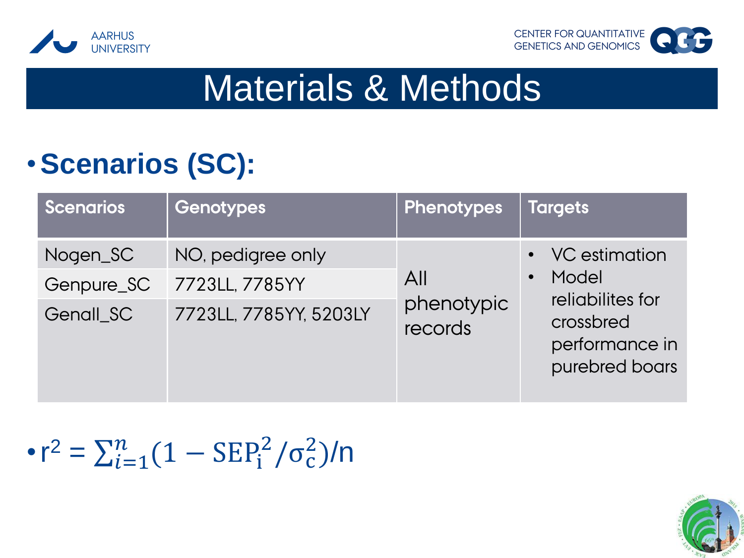# Materials & Methods

- **Scenarios (SC):**

| Scenarios | Genotypes | Phenotypes | Targets |
|---|---|---|---|
| Nogen_SC | NO, pedigree only | All phenotypic records | • VC estimation<br>• Model reliabilites for crossbred performance in purebred boars |
| Genpure_SC | 7723LL, 7785YY | | |
| Genall_SC | 7723LL, 7785YY, 5203LY | | |

- $r^2 = \sum_{i=1}^{n}(1 - \mathrm{SEP}_i^2/\sigma_c^2)/n$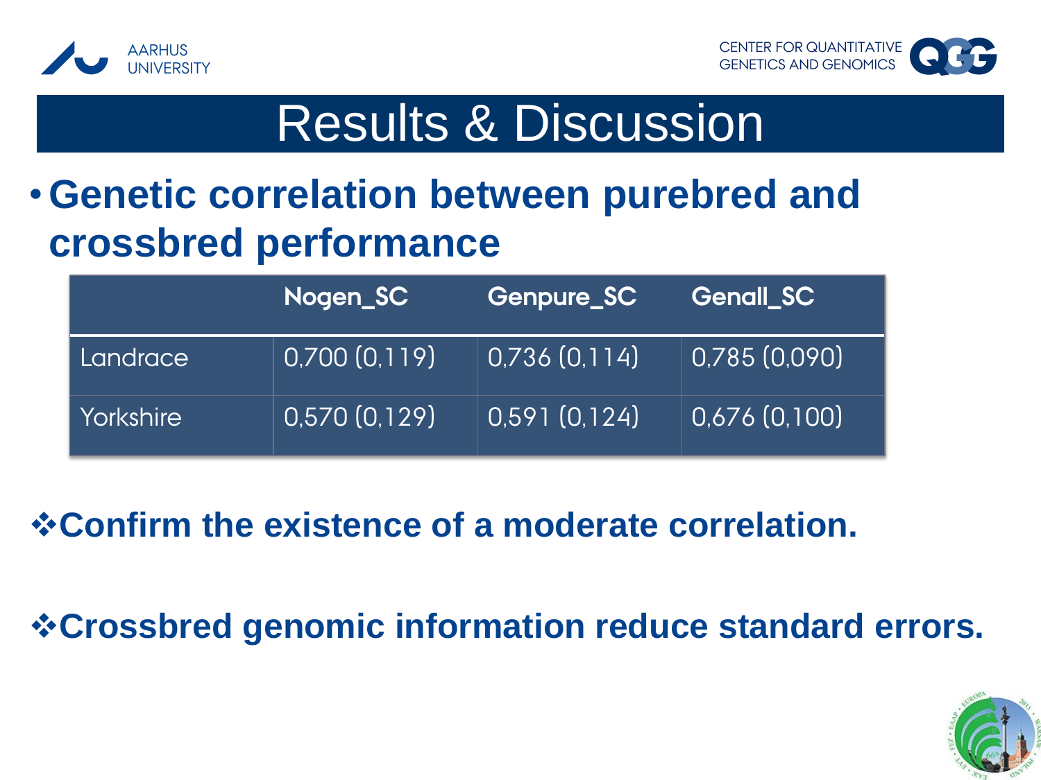# Results & Discussion

- **Genetic correlation between purebred and crossbred performance**

| | Nogen_SC | Genpure_SC | Genall_SC |
|---|---|---|---|
| Landrace | 0,700 (0,119) | 0,736 (0,114) | 0,785 (0,090) |
| Yorkshire | 0,570 (0,129) | 0,591 (0,124) | 0,676 (0,100) |

❖**Confirm the existence of a moderate correlation.**

❖**Crossbred genomic information reduce standard errors.**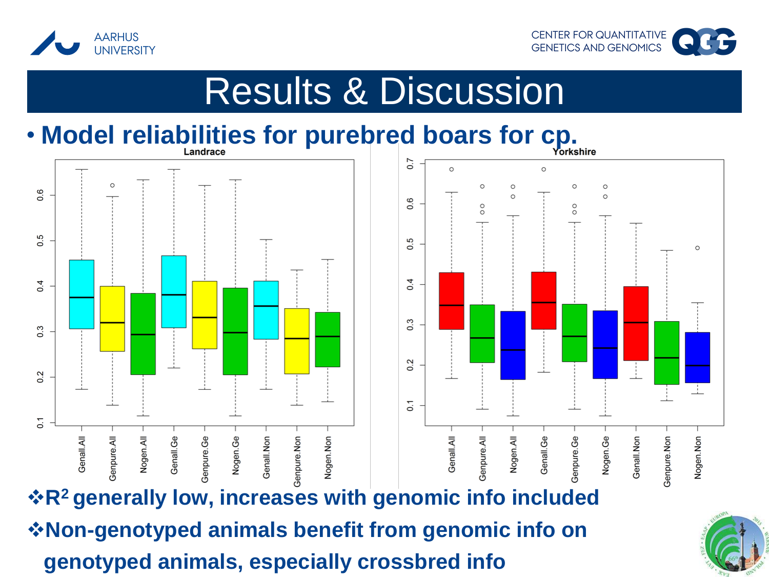# Results & Discussion

- **Model reliabilities for purebred boars for cp.**

**Landrace**

**Yorkshire**

Genall.All, Genpure.All, Nogen.All, Genall.Ge, Genpure.Ge, Nogen.Ge, Genall.Non, Genpure.Non, Nogen.Non

❖ **$R^2$ generally low, increases with genomic info included**

❖ **Non-genotyped animals benefit from genomic info on genotyped animals, especially crossbred info**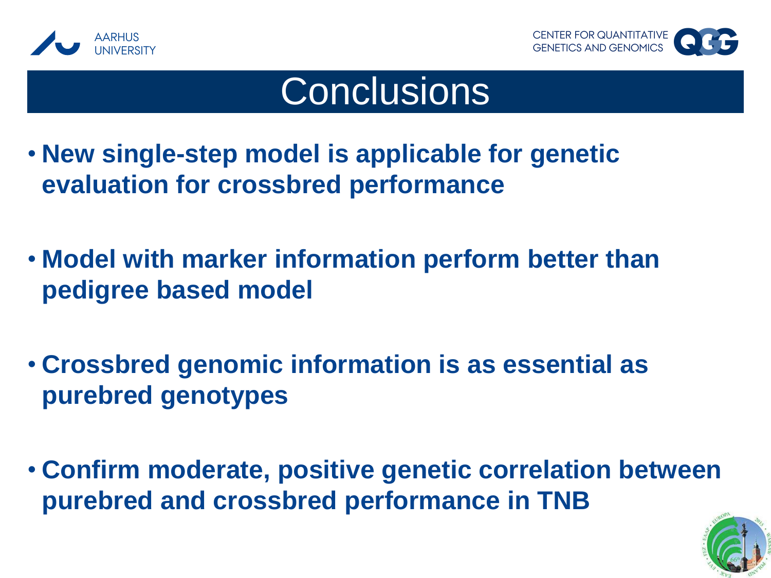# Conclusions

- **New single-step model is applicable for genetic evaluation for crossbred performance**
- **Model with marker information perform better than pedigree based model**
- **Crossbred genomic information is as essential as purebred genotypes**
- **Confirm moderate, positive genetic correlation between purebred and crossbred performance in TNB**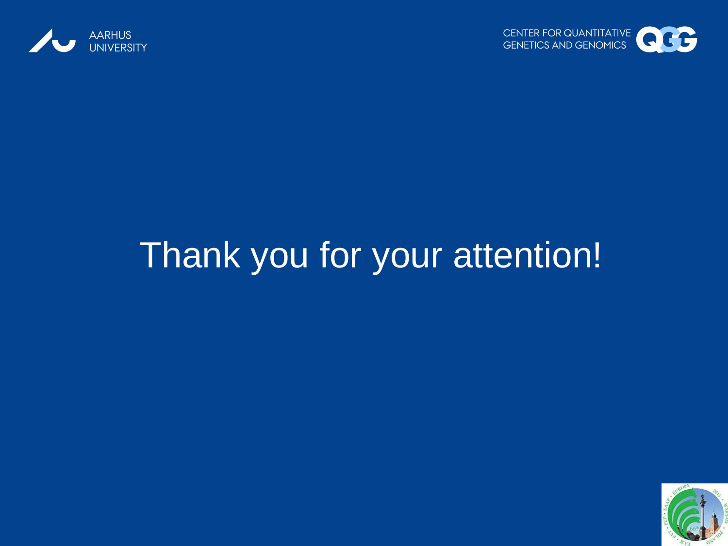Thank you for your attention!